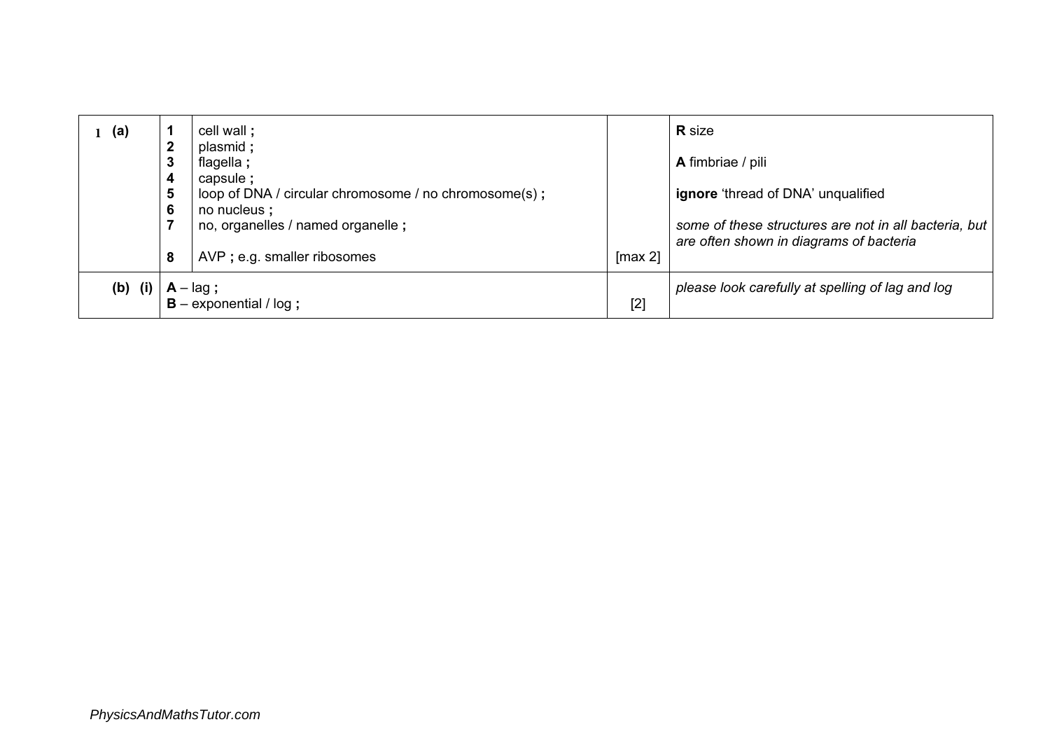| Question | | Answer | Marks | Guidance |
|---|---|---|---|---|
| 1 (a) | 1<br>2<br>3<br>4<br>5<br>6<br>7<br><br>8 | cell wall **;**<br>plasmid **;**<br>flagella **;**<br>capsule **;**<br>loop of DNA / circular chromosome / no chromosome(s) **;**<br>no nucleus **;**<br>no, organelles / named organelle **;**<br><br>AVP **;** e.g. smaller ribosomes | [max 2] | **R** size<br><br>**A** fimbriae / pili<br><br>**ignore** 'thread of DNA' unqualified<br><br>*some of these structures are not in all bacteria, but are often shown in diagrams of bacteria* |
| (b) (i) | | **A** – lag **;**<br>**B** – exponential / log **;** | [2] | *please look carefully at spelling of lag and log* |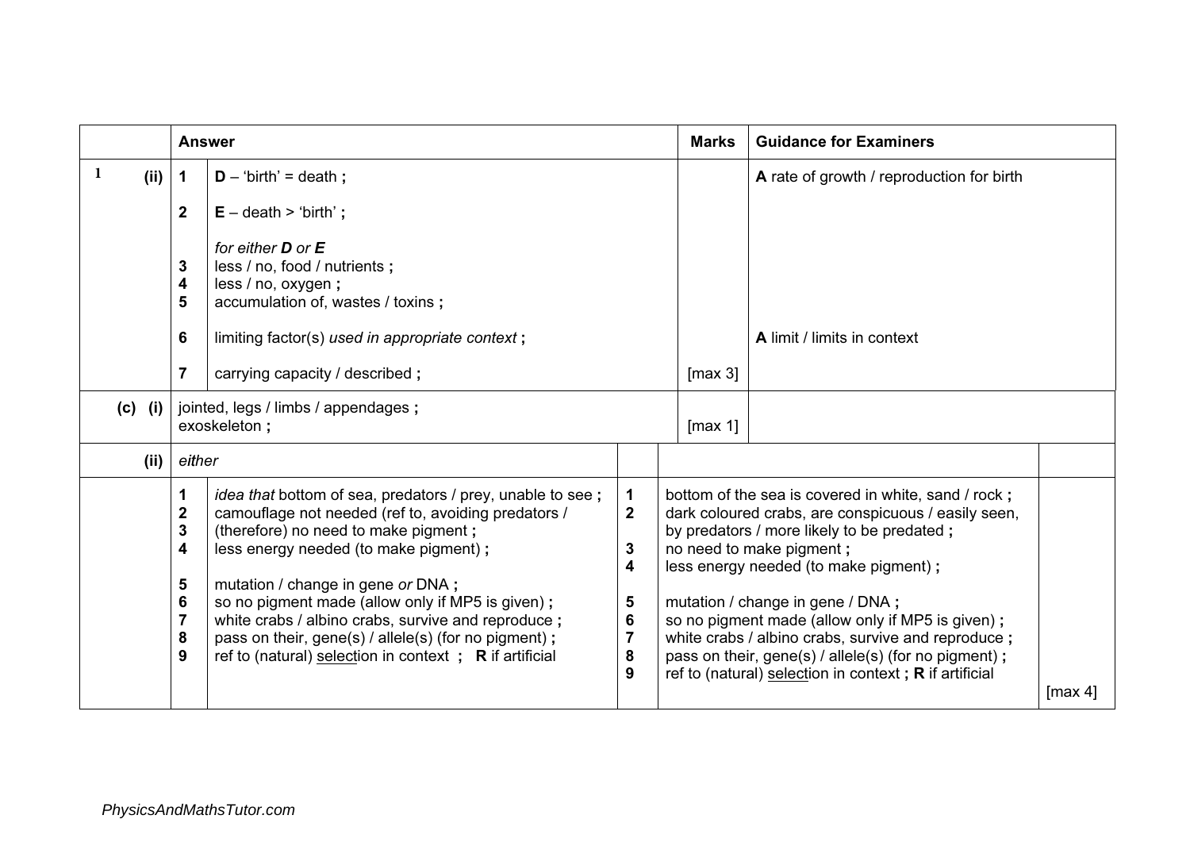| | Answer | Marks | Guidance for Examiners |
|---|---|---|---|
| 1 (ii) | 1 **D** – 'birth' = death **;**<br><br>2 **E** – death > 'birth' **;**<br><br>*for either **D** or **E***<br>3 less / no, food / nutrients **;**<br>4 less / no, oxygen **;**<br>5 accumulation of, wastes / toxins **;**<br><br>6 limiting factor(s) *used in appropriate context* **;**<br><br>7 carrying capacity / described **;** | [max 3] | **A** rate of growth / reproduction for birth<br><br>**A** limit / limits in context |
| (c) (i) | jointed, legs / limbs / appendages **;**<br>exoskeleton **;** | [max 1] | |
| (ii) | *either*<br><br>1 *idea that* bottom of sea, predators / prey, unable to see **;**<br>2 camouflage not needed (ref to, avoiding predators / (therefore) no need to make pigment **;**<br>3 (therefore) no need to make pigment **;**<br>4 less energy needed (to make pigment) **;**<br><br>5 mutation / change in gene *or* DNA **;**<br>6 so no pigment made (allow only if MP5 is given) **;**<br>7 white crabs / albino crabs, survive and reproduce **;**<br>8 pass on their, gene(s) / allele(s) (for no pigment) **;**<br>9 ref to (natural) selection in context **;** **R** if artificial | | 1 bottom of the sea is covered in white, sand / rock **;**<br>2 dark coloured crabs, are conspicuous / easily seen, by predators / more likely to be predated **;**<br>3 no need to make pigment **;**<br>4 less energy needed (to make pigment) **;**<br><br>5 mutation / change in gene / DNA **;**<br>6 so no pigment made (allow only if MP5 is given) **;**<br>7 white crabs / albino crabs, survive and reproduce **;**<br>8 pass on their, gene(s) / allele(s) (for no pigment) **;**<br>9 ref to (natural) selection in context **; R** if artificial<br><br>[max 4] |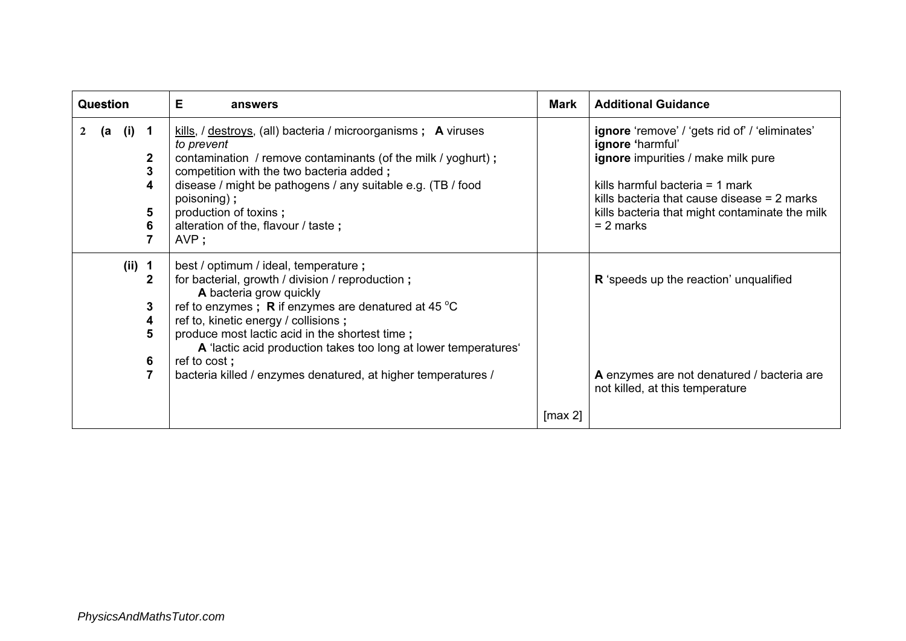| Question | E answers | Mark | Additional Guidance |
|---|---|---|---|
| 2 (a (i) 1 | kills, / destroys, (all) bacteria / microorganisms **;** **A** viruses *to prevent* | | **ignore** 'remove' / 'gets rid of' / 'eliminates' **ignore** 'harmful' |
| 2 | contamination / remove contaminants (of the milk / yoghurt) **;** | | **ignore** impurities / make milk pure |
| 3 | competition with the two bacteria added **;** | | |
| 4 | disease / might be pathogens / any suitable e.g. (TB / food poisoning) **;** | | kills harmful bacteria = 1 mark kills bacteria that cause disease = 2 marks |
| 5 | production of toxins **;** | | kills bacteria that might contaminate the milk = 2 marks |
| 6 | alteration of the, flavour / taste **;** | | |
| 7 | AVP **;** | | |
| (ii) 1 | best / optimum / ideal, temperature **;** | | |
| 2 | for bacterial, growth / division / reproduction **;** **A** bacteria grow quickly | | **R** 'speeds up the reaction' unqualified |
| 3 | ref to enzymes **;** **R** if enzymes are denatured at 45 °C | | |
| 4 | ref to, kinetic energy / collisions **;** | | |
| 5 | produce most lactic acid in the shortest time **;** **A** 'lactic acid production takes too long at lower temperatures' | | |
| 6 | ref to cost **;** | | |
| 7 | bacteria killed / enzymes denatured, at higher temperatures / | [max 2] | **A** enzymes are not denatured / bacteria are not killed, at this temperature |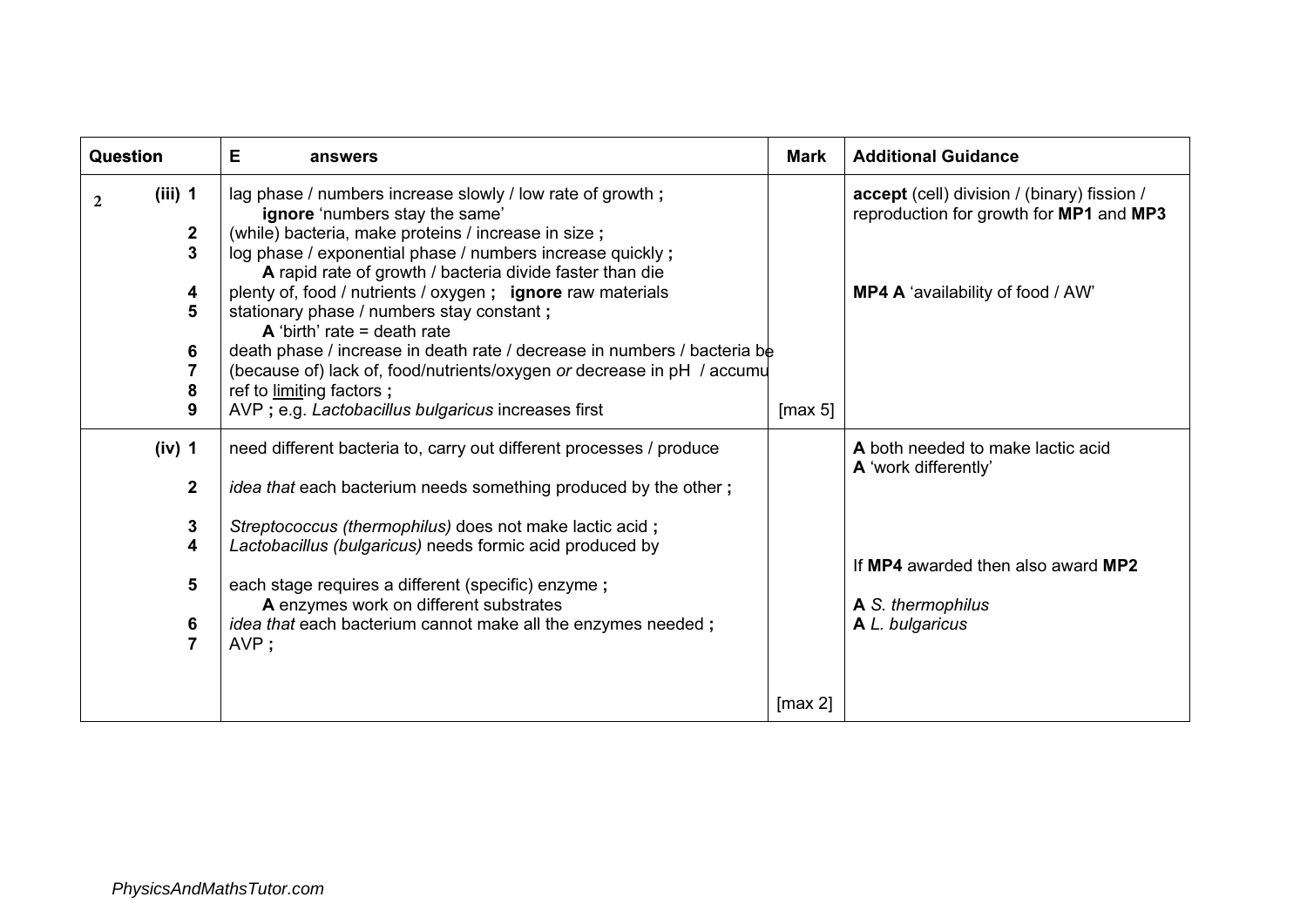| Question | | E answers | Mark | Additional Guidance |
|---|---|---|---|---|
| 2 | (iii) 1 | lag phase / numbers increase slowly / low rate of growth **;**<br>**ignore** 'numbers stay the same' | | **accept** (cell) division / (binary) fission / reproduction for growth for **MP1** and **MP3** |
| | 2 | (while) bacteria, make proteins / increase in size **;** | | |
| | 3 | log phase / exponential phase / numbers increase quickly **;**<br>**A** rapid rate of growth / bacteria divide faster than die | | |
| | 4 | plenty of, food / nutrients / oxygen **;** **ignore** raw materials | | **MP4 A** 'availability of food / AW' |
| | 5 | stationary phase / numbers stay constant **;**<br>**A** 'birth' rate = death rate | | |
| | 6 | death phase / increase in death rate / decrease in numbers / bacteria be | | |
| | 7 | (because of) lack of, food/nutrients/oxygen *or* decrease in pH / accumu | | |
| | 8 | ref to limiting factors **;** | | |
| | 9 | AVP **;** e.g. *Lactobacillus bulgaricus* increases first | [max 5] | |
| | (iv) 1 | need different bacteria to, carry out different processes / produce | | **A** both needed to make lactic acid<br>**A** 'work differently' |
| | 2 | *idea that* each bacterium needs something produced by the other **;** | | |
| | 3 | *Streptococcus (thermophilus)* does not make lactic acid **;** | | |
| | 4 | *Lactobacillus (bulgaricus)* needs formic acid produced by | | If **MP4** awarded then also award **MP2** |
| | 5 | each stage requires a different (specific) enzyme **;**<br>**A** enzymes work on different substrates | | **A** *S. thermophilus* |
| | 6 | *idea that* each bacterium cannot make all the enzymes needed **;** | | **A** *L. bulgaricus* |
| | 7 | AVP **;** | [max 2] | |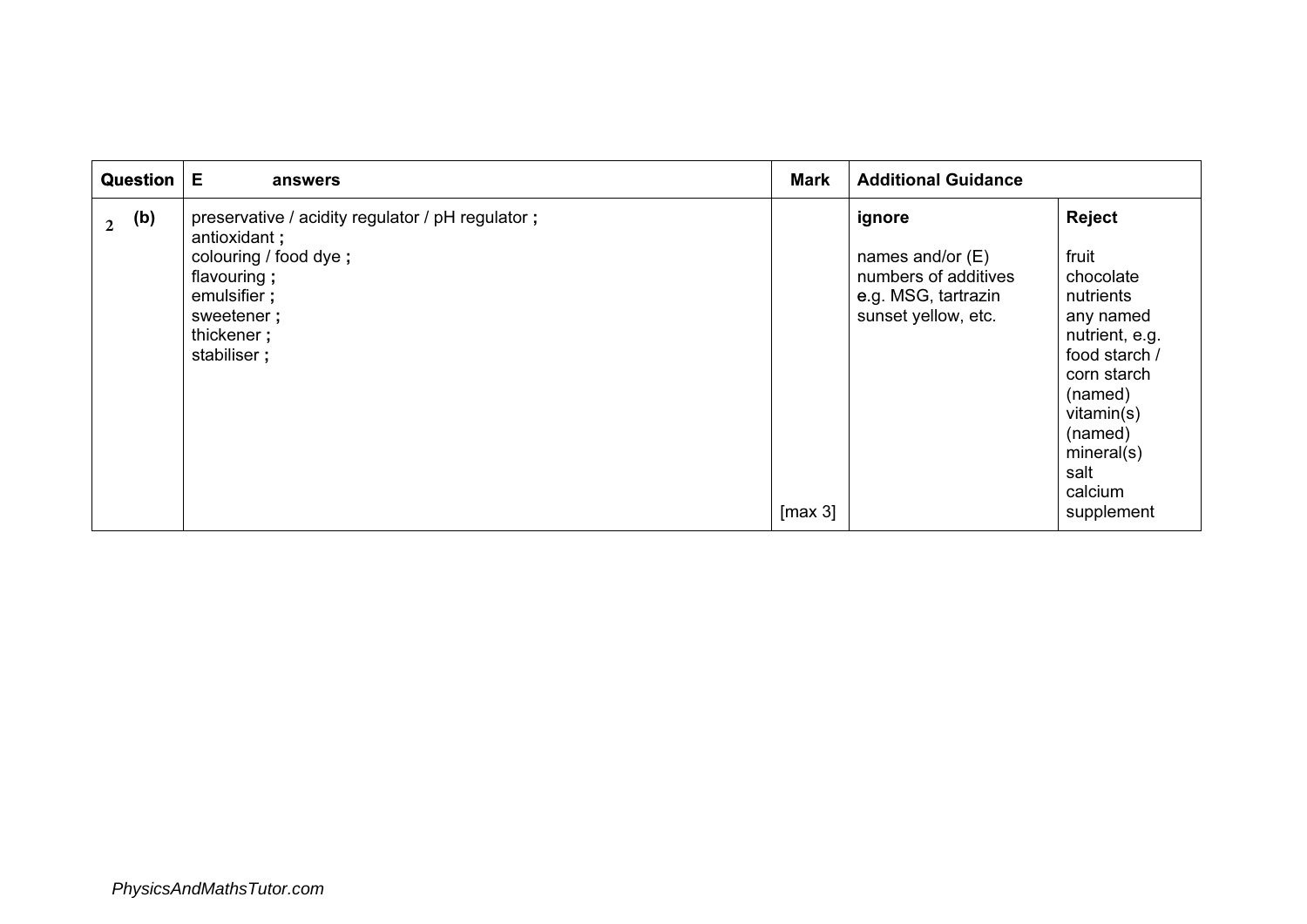| Question | E answers | Mark | Additional Guidance | |
|---|---|---|---|---|
| 2 (b) | preservative / acidity regulator / pH regulator **;**<br>antioxidant **;**<br>colouring / food dye **;**<br>flavouring **;**<br>emulsifier **;**<br>sweetener **;**<br>thickener **;**<br>stabiliser **;** | [max 3] | **ignore**<br><br>names and/or (E) numbers of additives **e**.g. MSG, tartrazin sunset yellow, etc. | **Reject**<br><br>fruit<br>chocolate<br>nutrients<br>any named nutrient, e.g. food starch / corn starch<br>(named) vitamin(s)<br>(named) mineral(s)<br>salt<br>calcium<br>supplement |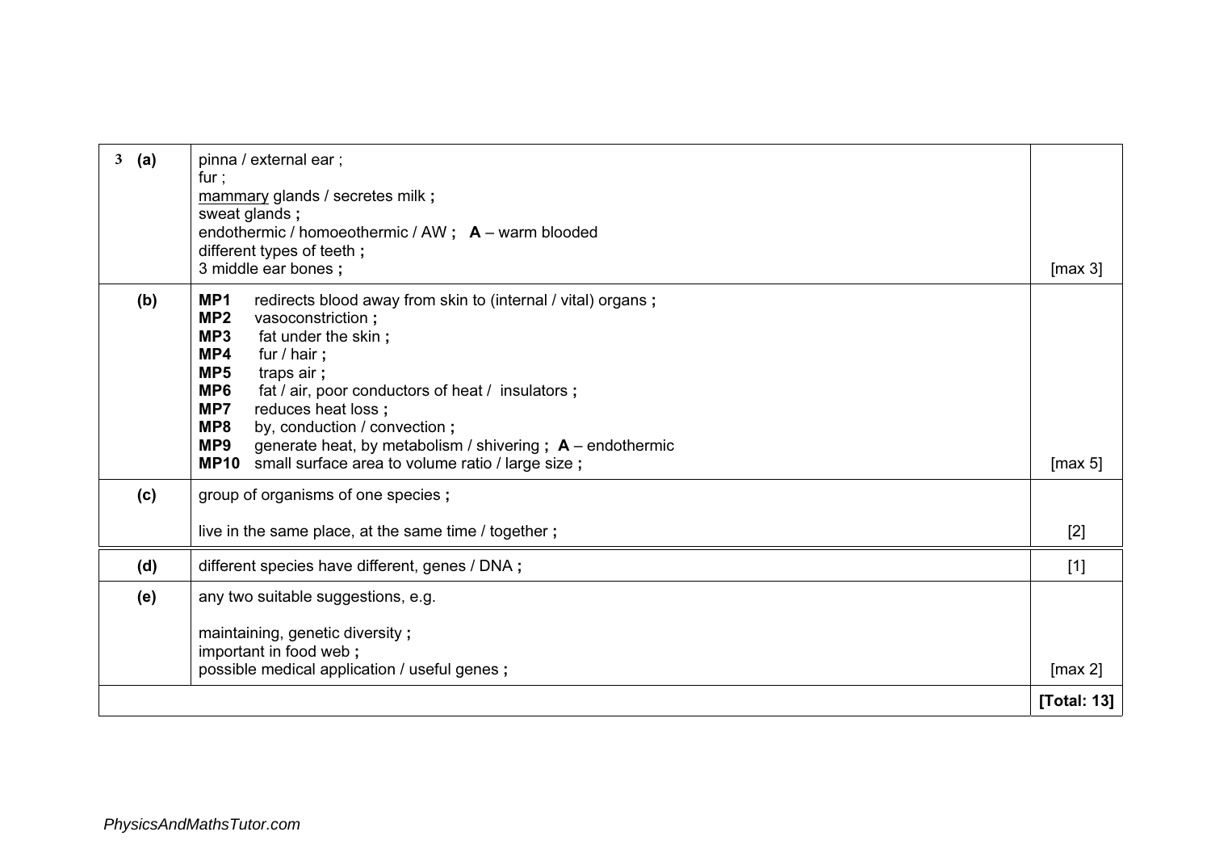| 3 (a) | pinna / external ear ;<br>fur ;<br><u>mammary</u> glands / secretes milk **;**<br>sweat glands **;**<br>endothermic / homoeothermic / AW **;** **A** – warm blooded<br>different types of teeth **;**<br>3 middle ear bones **;** | [max 3] |
|---|---|---|
| (b) | **MP1** redirects blood away from skin to (internal / vital) organs **;**<br>**MP2** vasoconstriction **;**<br>**MP3** fat under the skin **;**<br>**MP4** fur / hair **;**<br>**MP5** traps air **;**<br>**MP6** fat / air, poor conductors of heat / insulators **;**<br>**MP7** reduces heat loss **;**<br>**MP8** by, conduction / convection **;**<br>**MP9** generate heat, by metabolism / shivering **;** **A** – endothermic<br>**MP10** small surface area to volume ratio / large size **;** | [max 5] |
| (c) | group of organisms of one species **;**<br><br>live in the same place, at the same time / together **;** | [2] |
| (d) | different species have different, genes / DNA **;** | [1] |
| (e) | any two suitable suggestions, e.g.<br><br>maintaining, genetic diversity **;**<br>important in food web **;**<br>possible medical application / useful genes **;** | [max 2] |
| | | **[Total: 13]** |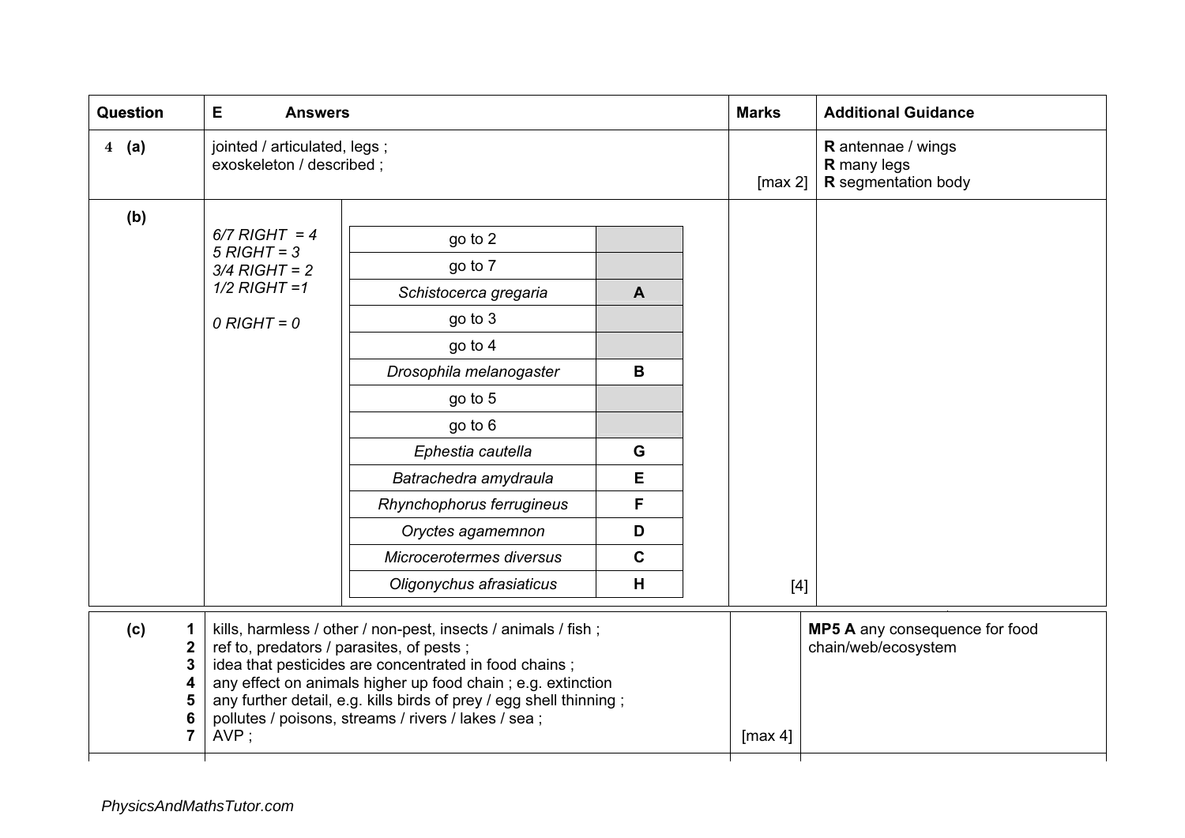| Question | Answers | Marks | Additional Guidance |
|---|---|---|---|
| 4 (a) | jointed / articulated, legs ;<br>exoskeleton / described ; | [max 2] | **R** antennae / wings<br>**R** many legs<br>**R** segmentation body |
| (b) | *6/7 RIGHT = 4*<br>*5 RIGHT = 3*<br>*3/4 RIGHT = 2*<br>*1/2 RIGHT =1*<br><br>*0 RIGHT = 0* | [4] | |

| | |
|---|---|
| go to 2 | |
| go to 7 | |
| *Schistocerca gregaria* | **A** |
| go to 3 | |
| go to 4 | |
| *Drosophila melanogaster* | **B** |
| go to 5 | |
| go to 6 | |
| *Ephestia cautella* | **G** |
| *Batrachedra amydraula* | **E** |
| *Rhynchophorus ferrugineus* | **F** |
| *Oryctes agamemnon* | **D** |
| *Microcerotermes diversus* | **C** |
| *Oligonychus afrasiaticus* | **H** |

| Question | Answers | Marks | Additional Guidance |
|---|---|---|---|
| (c) | **1** kills, harmless / other / non-pest, insects / animals / fish ;<br>**2** ref to, predators / parasites, of pests ;<br>**3** idea that pesticides are concentrated in food chains ;<br>**4** any effect on animals higher up food chain ; e.g. extinction<br>**5** any further detail, e.g. kills birds of prey / egg shell thinning ;<br>**6** pollutes / poisons, streams / rivers / lakes / sea ;<br>**7** AVP ; | [max 4] | **MP5 A** any consequence for food chain/web/ecosystem |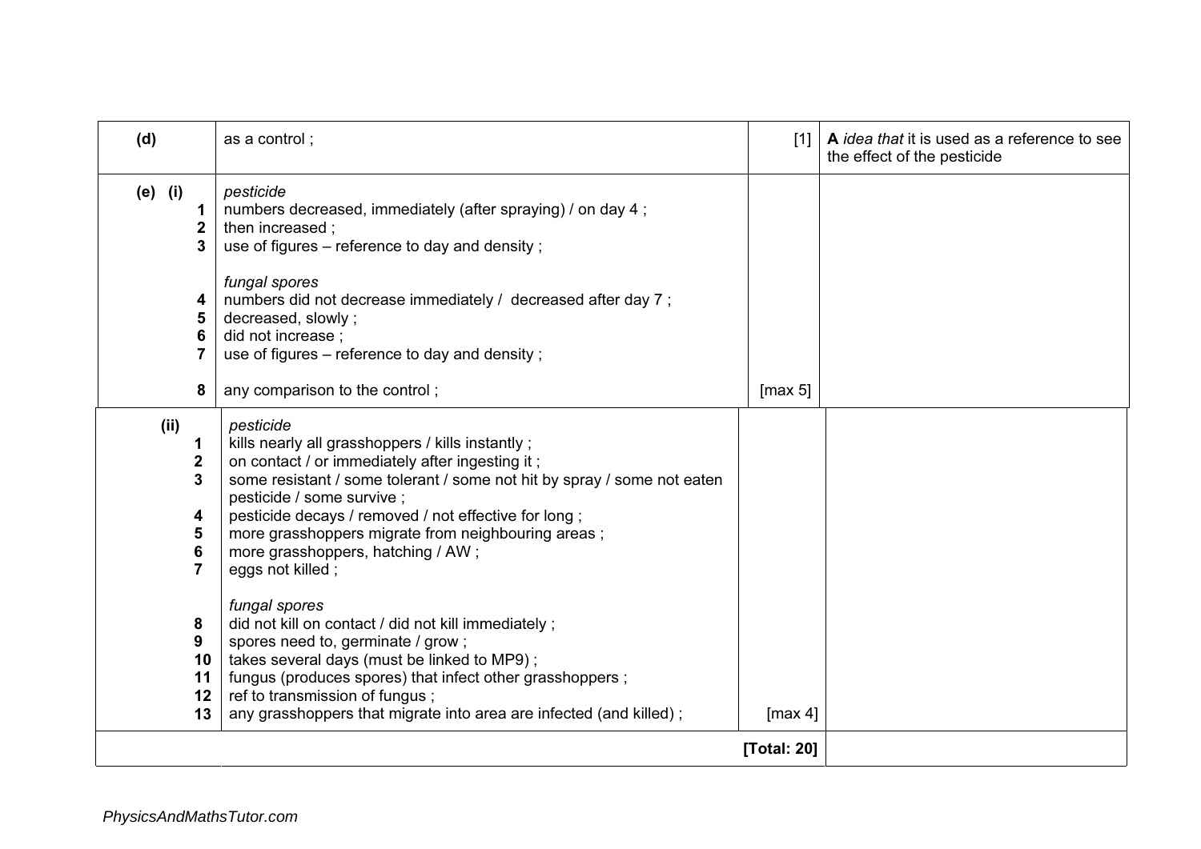| | | | |
|---|---|---|---|
| (d) | as a control ; | [1] | **A** *idea that* it is used as a reference to see the effect of the pesticide |
| (e) (i) | *pesticide* | | |
| 1 | numbers decreased, immediately (after spraying) / on day 4 ; | | |
| 2 | then increased ; | | |
| 3 | use of figures – reference to day and density ; | | |
| | *fungal spores* | | |
| 4 | numbers did not decrease immediately / decreased after day 7 ; | | |
| 5 | decreased, slowly ; | | |
| 6 | did not increase ; | | |
| 7 | use of figures – reference to day and density ; | | |
| 8 | any comparison to the control ; | [max 5] | |
| (ii) | *pesticide* | | |
| 1 | kills nearly all grasshoppers / kills instantly ; | | |
| 2 | on contact / or immediately after ingesting it ; | | |
| 3 | some resistant / some tolerant / some not hit by spray / some not eaten pesticide / some survive ; | | |
| 4 | pesticide decays / removed / not effective for long ; | | |
| 5 | more grasshoppers migrate from neighbouring areas ; | | |
| 6 | more grasshoppers, hatching / AW ; | | |
| 7 | eggs not killed ; | | |
| | *fungal spores* | | |
| 8 | did not kill on contact / did not kill immediately ; | | |
| 9 | spores need to, germinate / grow ; | | |
| 10 | takes several days (must be linked to MP9) ; | | |
| 11 | fungus (produces spores) that infect other grasshoppers ; | | |
| 12 | ref to transmission of fungus ; | | |
| 13 | any grasshoppers that migrate into area are infected (and killed) ; | [max 4] | |
| | | **[Total: 20]** | |